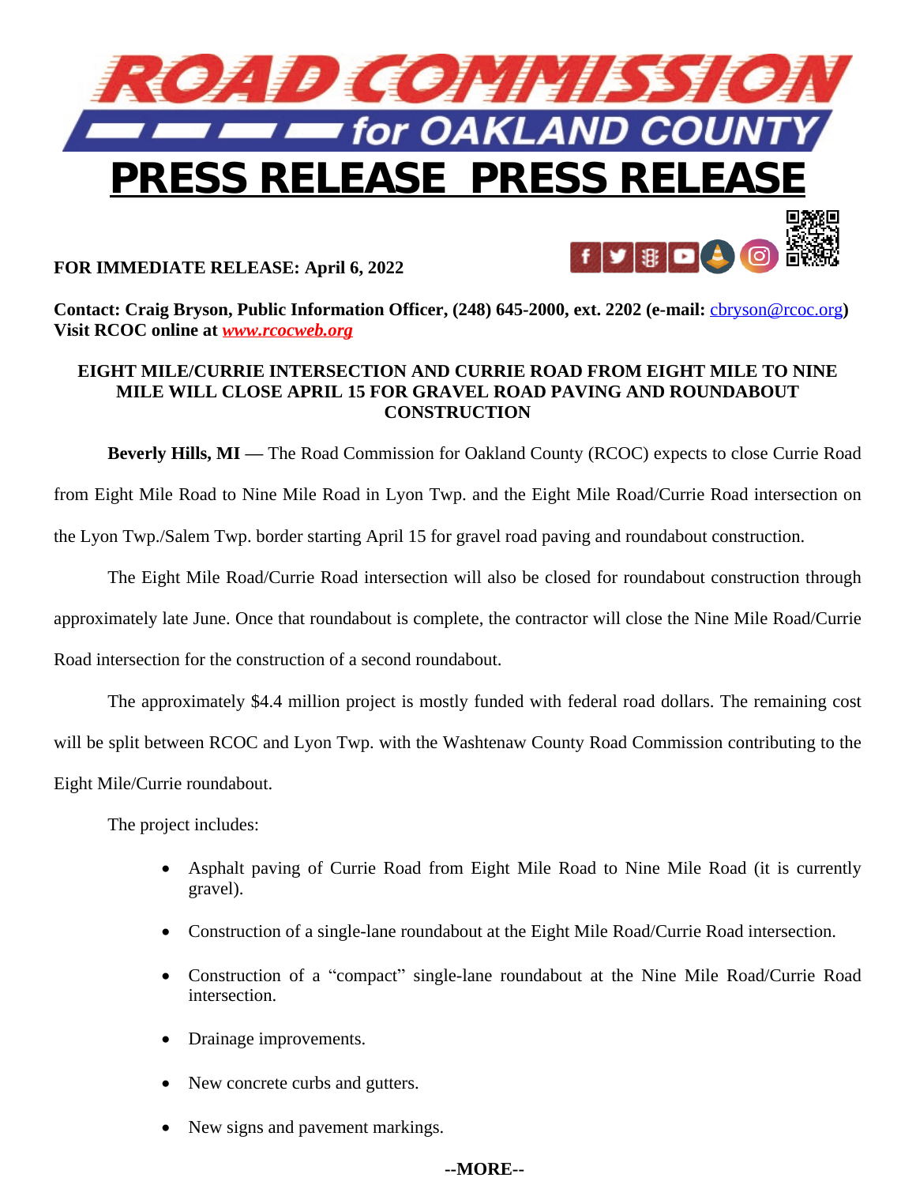# ROAD COMMISSION for OAKLAND COUNTY

## PRESS RELEASE PRESS RELEASE

**FOR IMMEDIATE RELEASE: April 6, 2022**

**Contact: Craig Bryson, Public Information Officer, (248) 645-2000, ext. 2202 (e-mail:** cbryson@rcoc.org**)**
**Visit RCOC online at** ***www.rcocweb.org***

**EIGHT MILE/CURRIE INTERSECTION AND CURRIE ROAD FROM EIGHT MILE TO NINE MILE WILL CLOSE APRIL 15 FOR GRAVEL ROAD PAVING AND ROUNDABOUT CONSTRUCTION**

**Beverly Hills, MI —** The Road Commission for Oakland County (RCOC) expects to close Currie Road from Eight Mile Road to Nine Mile Road in Lyon Twp. and the Eight Mile Road/Currie Road intersection on the Lyon Twp./Salem Twp. border starting April 15 for gravel road paving and roundabout construction.

The Eight Mile Road/Currie Road intersection will also be closed for roundabout construction through approximately late June. Once that roundabout is complete, the contractor will close the Nine Mile Road/Currie Road intersection for the construction of a second roundabout.

The approximately $4.4 million project is mostly funded with federal road dollars. The remaining cost will be split between RCOC and Lyon Twp. with the Washtenaw County Road Commission contributing to the Eight Mile/Currie roundabout.

The project includes:

- Asphalt paving of Currie Road from Eight Mile Road to Nine Mile Road (it is currently gravel).
- Construction of a single-lane roundabout at the Eight Mile Road/Currie Road intersection.
- Construction of a "compact" single-lane roundabout at the Nine Mile Road/Currie Road intersection.
- Drainage improvements.
- New concrete curbs and gutters.
- New signs and pavement markings.

**--MORE--**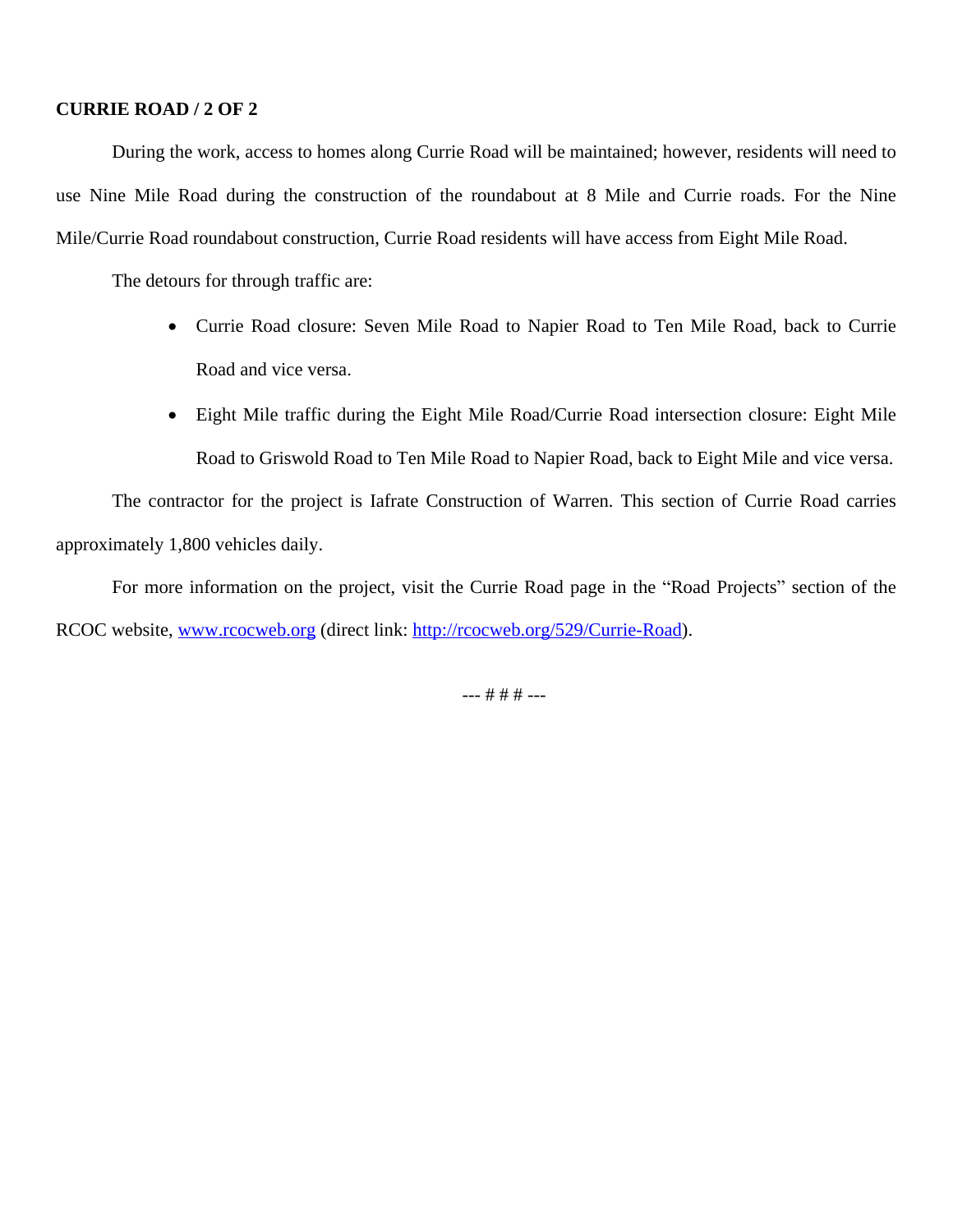**CURRIE ROAD / 2 OF 2**

During the work, access to homes along Currie Road will be maintained; however, residents will need to use Nine Mile Road during the construction of the roundabout at 8 Mile and Currie roads. For the Nine Mile/Currie Road roundabout construction, Currie Road residents will have access from Eight Mile Road.

The detours for through traffic are:

- Currie Road closure: Seven Mile Road to Napier Road to Ten Mile Road, back to Currie Road and vice versa.
- Eight Mile traffic during the Eight Mile Road/Currie Road intersection closure: Eight Mile Road to Griswold Road to Ten Mile Road to Napier Road, back to Eight Mile and vice versa.

The contractor for the project is Iafrate Construction of Warren. This section of Currie Road carries approximately 1,800 vehicles daily.

For more information on the project, visit the Currie Road page in the "Road Projects" section of the RCOC website, [www.rcocweb.org](http://www.rcocweb.org) (direct link: [http://rcocweb.org/529/Currie-Road](http://rcocweb.org/529/Currie-Road)).

--- # # # ---